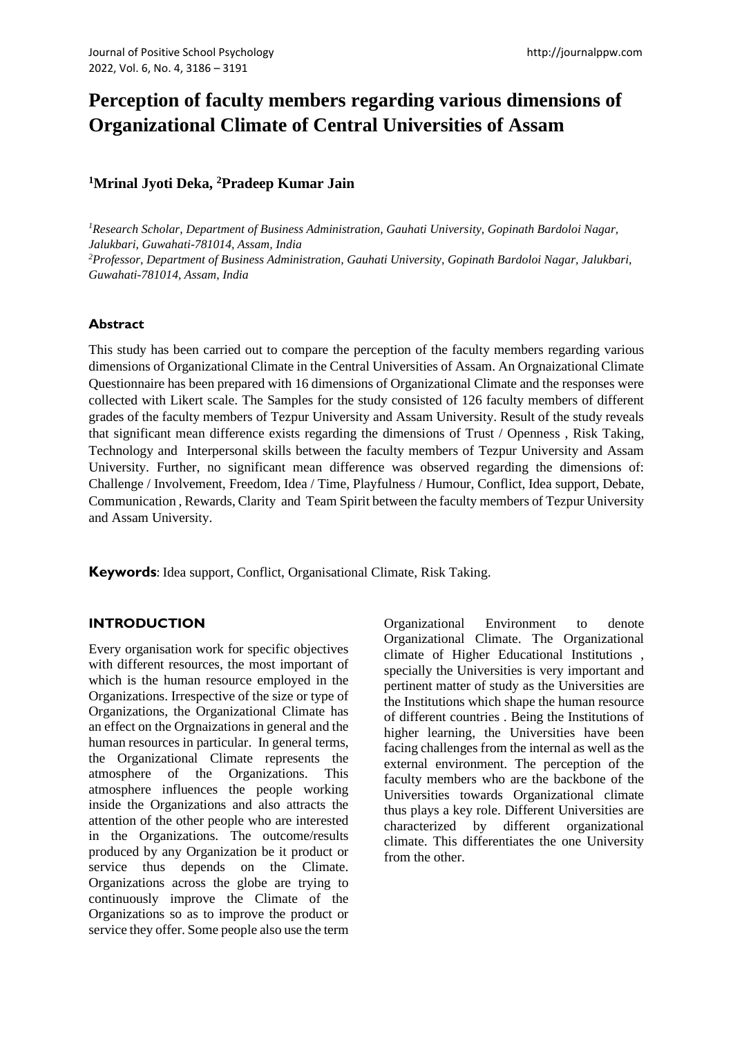# Perception of faculty members regarding various dimensions of Organizational Climate of Central Universities of Assam

**[1]Mrinal Jyoti Deka, [2]Pradeep Kumar Jain**

*[1]Research Scholar, Department of Business Administration, Gauhati University, Gopinath Bardoloi Nagar, Jalukbari, Guwahati-781014, Assam, India*
*[2]Professor, Department of Business Administration, Gauhati University, Gopinath Bardoloi Nagar, Jalukbari, Guwahati-781014, Assam, India*

## Abstract

This study has been carried out to compare the perception of the faculty members regarding various dimensions of Organizational Climate in the Central Universities of Assam. An Orgnaizational Climate Questionnaire has been prepared with 16 dimensions of Organizational Climate and the responses were collected with Likert scale. The Samples for the study consisted of 126 faculty members of different grades of the faculty members of Tezpur University and Assam University. Result of the study reveals that significant mean difference exists regarding the dimensions of Trust / Openness , Risk Taking, Technology and Interpersonal skills between the faculty members of Tezpur University and Assam University. Further, no significant mean difference was observed regarding the dimensions of: Challenge / Involvement, Freedom, Idea / Time, Playfulness / Humour, Conflict, Idea support, Debate, Communication , Rewards, Clarity and Team Spirit between the faculty members of Tezpur University and Assam University.

**Keywords**: Idea support, Conflict, Organisational Climate, Risk Taking.

## INTRODUCTION

Every organisation work for specific objectives with different resources, the most important of which is the human resource employed in the Organizations. Irrespective of the size or type of Organizations, the Organizational Climate has an effect on the Orgnaizations in general and the human resources in particular. In general terms, the Organizational Climate represents the atmosphere of the Organizations. This atmosphere influences the people working inside the Organizations and also attracts the attention of the other people who are interested in the Organizations. The outcome/results produced by any Organization be it product or service thus depends on the Climate. Organizations across the globe are trying to continuously improve the Climate of the Organizations so as to improve the product or service they offer. Some people also use the term Organizational Environment to denote Organizational Climate. The Organizational climate of Higher Educational Institutions , specially the Universities is very important and pertinent matter of study as the Universities are the Institutions which shape the human resource of different countries . Being the Institutions of higher learning, the Universities have been facing challenges from the internal as well as the external environment. The perception of the faculty members who are the backbone of the Universities towards Organizational climate thus plays a key role. Different Universities are characterized by different organizational climate. This differentiates the one University from the other.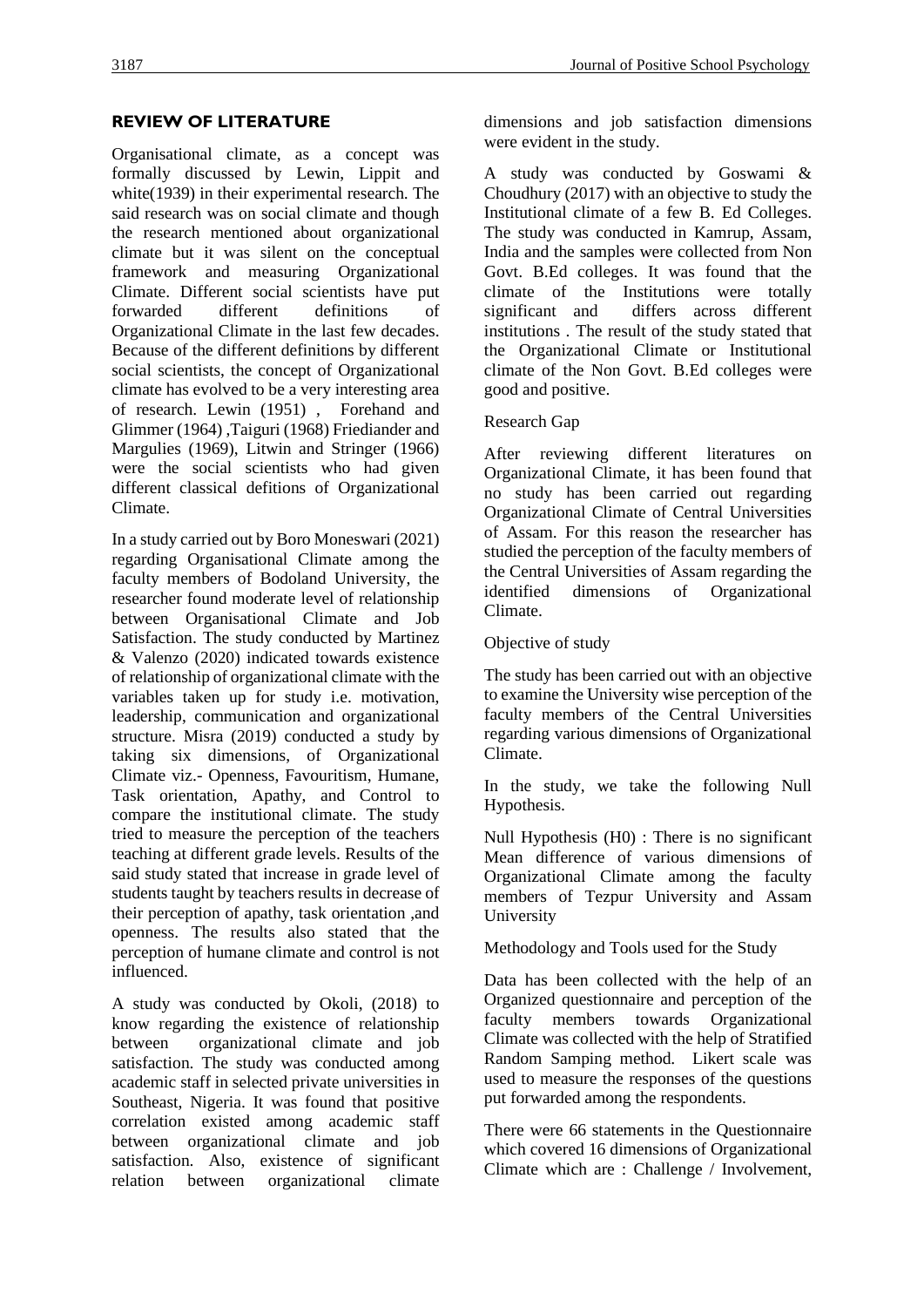## REVIEW OF LITERATURE

Organisational climate, as a concept was formally discussed by Lewin, Lippit and white(1939) in their experimental research. The said research was on social climate and though the research mentioned about organizational climate but it was silent on the conceptual framework and measuring Organizational Climate. Different social scientists have put forwarded different definitions of Organizational Climate in the last few decades. Because of the different definitions by different social scientists, the concept of Organizational climate has evolved to be a very interesting area of research. Lewin (1951) , Forehand and Glimmer (1964) ,Taiguri (1968) Friediander and Margulies (1969), Litwin and Stringer (1966) were the social scientists who had given different classical defitions of Organizational Climate.

In a study carried out by Boro Moneswari (2021) regarding Organisational Climate among the faculty members of Bodoland University, the researcher found moderate level of relationship between Organisational Climate and Job Satisfaction. The study conducted by Martinez & Valenzo (2020) indicated towards existence of relationship of organizational climate with the variables taken up for study i.e. motivation, leadership, communication and organizational structure. Misra (2019) conducted a study by taking six dimensions, of Organizational Climate viz.- Openness, Favouritism, Humane, Task orientation, Apathy, and Control to compare the institutional climate. The study tried to measure the perception of the teachers teaching at different grade levels. Results of the said study stated that increase in grade level of students taught by teachers results in decrease of their perception of apathy, task orientation ,and openness. The results also stated that the perception of humane climate and control is not influenced.

A study was conducted by Okoli, (2018) to know regarding the existence of relationship between organizational climate and job satisfaction. The study was conducted among academic staff in selected private universities in Southeast, Nigeria. It was found that positive correlation existed among academic staff between organizational climate and job satisfaction. Also, existence of significant relation between organizational climate dimensions and job satisfaction dimensions were evident in the study.

A study was conducted by Goswami & Choudhury (2017) with an objective to study the Institutional climate of a few B. Ed Colleges. The study was conducted in Kamrup, Assam, India and the samples were collected from Non Govt. B.Ed colleges. It was found that the climate of the Institutions were totally significant and differs across different institutions . The result of the study stated that the Organizational Climate or Institutional climate of the Non Govt. B.Ed colleges were good and positive.

Research Gap

After reviewing different literatures on Organizational Climate, it has been found that no study has been carried out regarding Organizational Climate of Central Universities of Assam. For this reason the researcher has studied the perception of the faculty members of the Central Universities of Assam regarding the identified dimensions of Organizational Climate.

Objective of study

The study has been carried out with an objective to examine the University wise perception of the faculty members of the Central Universities regarding various dimensions of Organizational Climate.

In the study, we take the following Null Hypothesis.

Null Hypothesis (H0) : There is no significant Mean difference of various dimensions of Organizational Climate among the faculty members of Tezpur University and Assam University

Methodology and Tools used for the Study

Data has been collected with the help of an Organized questionnaire and perception of the faculty members towards Organizational Climate was collected with the help of Stratified Random Samping method. Likert scale was used to measure the responses of the questions put forwarded among the respondents.

There were 66 statements in the Questionnaire which covered 16 dimensions of Organizational Climate which are : Challenge / Involvement,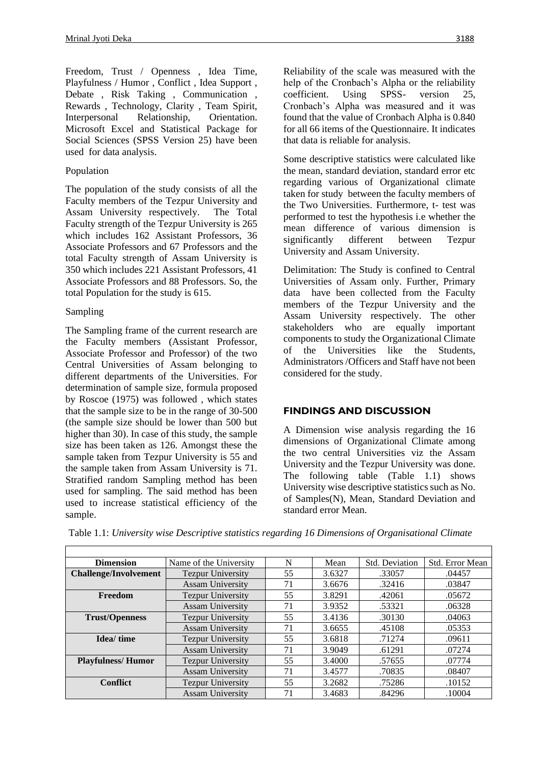Freedom, Trust / Openness , Idea Time, Playfulness / Humor , Conflict , Idea Support , Debate , Risk Taking , Communication , Rewards , Technology, Clarity , Team Spirit, Interpersonal Relationship, Orientation. Microsoft Excel and Statistical Package for Social Sciences (SPSS Version 25) have been used for data analysis.

Population

The population of the study consists of all the Faculty members of the Tezpur University and Assam University respectively. The Total Faculty strength of the Tezpur University is 265 which includes 162 Assistant Professors, 36 Associate Professors and 67 Professors and the total Faculty strength of Assam University is 350 which includes 221 Assistant Professors, 41 Associate Professors and 88 Professors. So, the total Population for the study is 615.

Sampling

The Sampling frame of the current research are the Faculty members (Assistant Professor, Associate Professor and Professor) of the two Central Universities of Assam belonging to different departments of the Universities. For determination of sample size, formula proposed by Roscoe (1975) was followed , which states that the sample size to be in the range of 30-500 (the sample size should be lower than 500 but higher than 30). In case of this study, the sample size has been taken as 126. Amongst these the sample taken from Tezpur University is 55 and the sample taken from Assam University is 71. Stratified random Sampling method has been used for sampling. The said method has been used to increase statistical efficiency of the sample.

Reliability of the scale was measured with the help of the Cronbach's Alpha or the reliability coefficient. Using SPSS- version 25, Cronbach's Alpha was measured and it was found that the value of Cronbach Alpha is 0.840 for all 66 items of the Questionnaire. It indicates that data is reliable for analysis.

Some descriptive statistics were calculated like the mean, standard deviation, standard error etc regarding various of Organizational climate taken for study between the faculty members of the Two Universities. Furthermore, t- test was performed to test the hypothesis i.e whether the mean difference of various dimension is significantly different between Tezpur University and Assam University.

Delimitation: The Study is confined to Central Universities of Assam only. Further, Primary data have been collected from the Faculty members of the Tezpur University and the Assam University respectively. The other stakeholders who are equally important components to study the Organizational Climate of the Universities like the Students, Administrators /Officers and Staff have not been considered for the study.

## FINDINGS AND DISCUSSION

A Dimension wise analysis regarding the 16 dimensions of Organizational Climate among the two central Universities viz the Assam University and the Tezpur University was done. The following table (Table 1.1) shows University wise descriptive statistics such as No. of Samples(N), Mean, Standard Deviation and standard error Mean.

Table 1.1: *University wise Descriptive statistics regarding 16 Dimensions of Organisational Climate*

| Dimension | Name of the University | N | Mean | Std. Deviation | Std. Error Mean |
|---|---|---|---|---|---|
| **Challenge/Involvement** | Tezpur University | 55 | 3.6327 | .33057 | .04457 |
| | Assam University | 71 | 3.6676 | .32416 | .03847 |
| **Freedom** | Tezpur University | 55 | 3.8291 | .42061 | .05672 |
| | Assam University | 71 | 3.9352 | .53321 | .06328 |
| **Trust/Openness** | Tezpur University | 55 | 3.4136 | .30130 | .04063 |
| | Assam University | 71 | 3.6655 | .45108 | .05353 |
| **Idea/ time** | Tezpur University | 55 | 3.6818 | .71274 | .09611 |
| | Assam University | 71 | 3.9049 | .61291 | .07274 |
| **Playfulness/ Humor** | Tezpur University | 55 | 3.4000 | .57655 | .07774 |
| | Assam University | 71 | 3.4577 | .70835 | .08407 |
| **Conflict** | Tezpur University | 55 | 3.2682 | .75286 | .10152 |
| | Assam University | 71 | 3.4683 | .84296 | .10004 |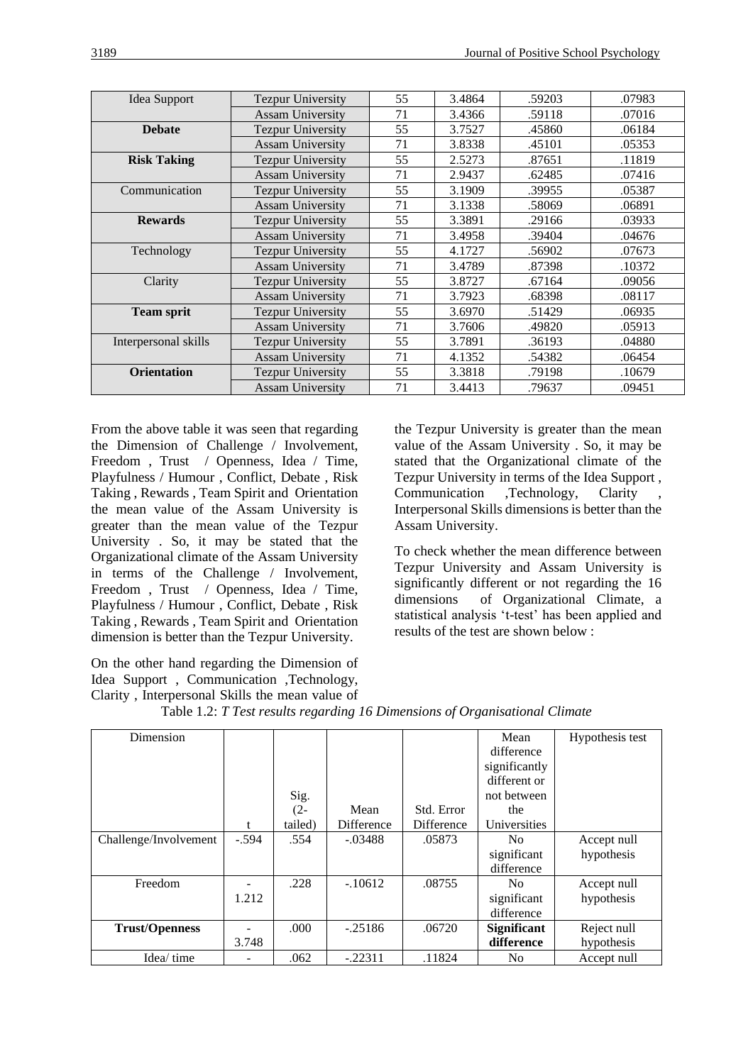| | | | | | |
|---|---|---|---|---|---|
| Idea Support | Tezpur University | 55 | 3.4864 | .59203 | .07983 |
| | Assam University | 71 | 3.4366 | .59118 | .07016 |
| **Debate** | Tezpur University | 55 | 3.7527 | .45860 | .06184 |
| | Assam University | 71 | 3.8338 | .45101 | .05353 |
| **Risk Taking** | Tezpur University | 55 | 2.5273 | .87651 | .11819 |
| | Assam University | 71 | 2.9437 | .62485 | .07416 |
| Communication | Tezpur University | 55 | 3.1909 | .39955 | .05387 |
| | Assam University | 71 | 3.1338 | .58069 | .06891 |
| **Rewards** | Tezpur University | 55 | 3.3891 | .29166 | .03933 |
| | Assam University | 71 | 3.4958 | .39404 | .04676 |
| Technology | Tezpur University | 55 | 4.1727 | .56902 | .07673 |
| | Assam University | 71 | 3.4789 | .87398 | .10372 |
| Clarity | Tezpur University | 55 | 3.8727 | .67164 | .09056 |
| | Assam University | 71 | 3.7923 | .68398 | .08117 |
| **Team sprit** | Tezpur University | 55 | 3.6970 | .51429 | .06935 |
| | Assam University | 71 | 3.7606 | .49820 | .05913 |
| Interpersonal skills | Tezpur University | 55 | 3.7891 | .36193 | .04880 |
| | Assam University | 71 | 4.1352 | .54382 | .06454 |
| **Orientation** | Tezpur University | 55 | 3.3818 | .79198 | .10679 |
| | Assam University | 71 | 3.4413 | .79637 | .09451 |

From the above table it was seen that regarding the Dimension of Challenge / Involvement, Freedom , Trust / Openness, Idea / Time, Playfulness / Humour , Conflict, Debate , Risk Taking , Rewards , Team Spirit and Orientation the mean value of the Assam University is greater than the mean value of the Tezpur University . So, it may be stated that the Organizational climate of the Assam University in terms of the Challenge / Involvement, Freedom , Trust / Openness, Idea / Time, Playfulness / Humour , Conflict, Debate , Risk Taking , Rewards , Team Spirit and Orientation dimension is better than the Tezpur University.

On the other hand regarding the Dimension of Idea Support , Communication ,Technology, Clarity , Interpersonal Skills the mean value of the Tezpur University is greater than the mean value of the Assam University . So, it may be stated that the Organizational climate of the Tezpur University in terms of the Idea Support , Communication ,Technology, Clarity , Interpersonal Skills dimensions is better than the Assam University.

To check whether the mean difference between Tezpur University and Assam University is significantly different or not regarding the 16 dimensions of Organizational Climate, a statistical analysis 't-test' has been applied and results of the test are shown below :

Table 1.2: *T Test results regarding 16 Dimensions of Organisational Climate*

| Dimension | t | Sig. (2-tailed) | Mean Difference | Std. Error Difference | Mean difference significantly different or not between the Universities | Hypothesis test |
|---|---|---|---|---|---|---|
| Challenge/Involvement | -.594 | .554 | -.03488 | .05873 | No significant difference | Accept null hypothesis |
| Freedom | -1.212 | .228 | -.10612 | .08755 | No significant difference | Accept null hypothesis |
| **Trust/Openness** | -3.748 | .000 | -.25186 | .06720 | **Significant difference** | Reject null hypothesis |
| Idea/ time | - | .062 | -.22311 | .11824 | No | Accept null |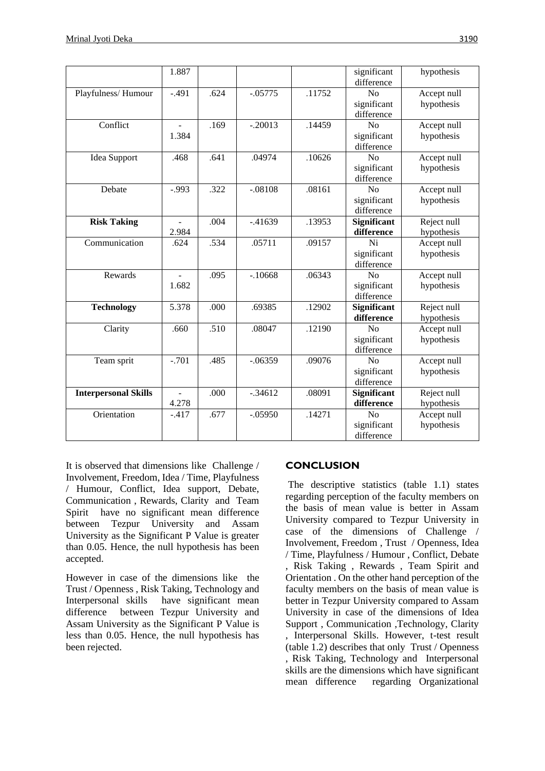|  | 1.887 |  |  |  | significant difference | hypothesis |
|---|---|---|---|---|---|---|
| Playfulness/ Humour | -.491 | .624 | -.05775 | .11752 | No significant difference | Accept null hypothesis |
| Conflict | -1.384 | .169 | -.20013 | .14459 | No significant difference | Accept null hypothesis |
| Idea Support | .468 | .641 | .04974 | .10626 | No significant difference | Accept null hypothesis |
| Debate | -.993 | .322 | -.08108 | .08161 | No significant difference | Accept null hypothesis |
| **Risk Taking** | -2.984 | .004 | -.41639 | .13953 | **Significant difference** | Reject null hypothesis |
| Communication | .624 | .534 | .05711 | .09157 | Ni significant difference | Accept null hypothesis |
| Rewards | -1.682 | .095 | -.10668 | .06343 | No significant difference | Accept null hypothesis |
| **Technology** | 5.378 | .000 | .69385 | .12902 | **Significant difference** | Reject null hypothesis |
| Clarity | .660 | .510 | .08047 | .12190 | No significant difference | Accept null hypothesis |
| Team sprit | -.701 | .485 | -.06359 | .09076 | No significant difference | Accept null hypothesis |
| **Interpersonal Skills** | -4.278 | .000 | -.34612 | .08091 | **Significant difference** | Reject null hypothesis |
| Orientation | -.417 | .677 | -.05950 | .14271 | No significant difference | Accept null hypothesis |

It is observed that dimensions like Challenge / Involvement, Freedom, Idea / Time, Playfulness / Humour, Conflict, Idea support, Debate, Communication , Rewards, Clarity and Team Spirit have no significant mean difference between Tezpur University and Assam University as the Significant P Value is greater than 0.05. Hence, the null hypothesis has been accepted.

However in case of the dimensions like the Trust / Openness , Risk Taking, Technology and Interpersonal skills have significant mean difference between Tezpur University and Assam University as the Significant P Value is less than 0.05. Hence, the null hypothesis has been rejected.

## CONCLUSION

The descriptive statistics (table 1.1) states regarding perception of the faculty members on the basis of mean value is better in Assam University compared to Tezpur University in case of the dimensions of Challenge / Involvement, Freedom , Trust / Openness, Idea / Time, Playfulness / Humour , Conflict, Debate , Risk Taking , Rewards , Team Spirit and Orientation . On the other hand perception of the faculty members on the basis of mean value is better in Tezpur University compared to Assam University in case of the dimensions of Idea Support , Communication ,Technology, Clarity , Interpersonal Skills. However, t-test result (table 1.2) describes that only Trust / Openness , Risk Taking, Technology and Interpersonal skills are the dimensions which have significant mean difference regarding Organizational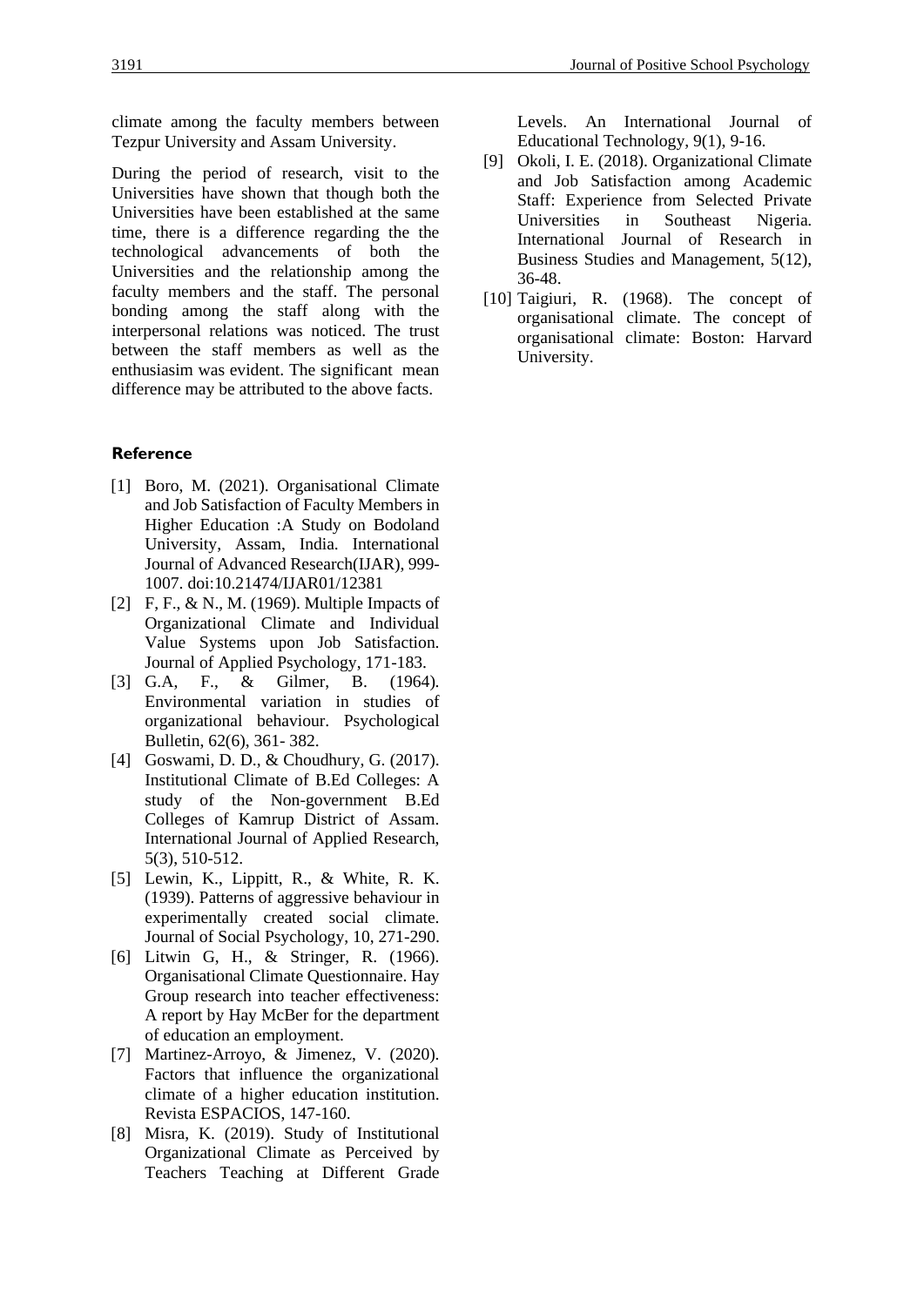climate among the faculty members between Tezpur University and Assam University.

During the period of research, visit to the Universities have shown that though both the Universities have been established at the same time, there is a difference regarding the the technological advancements of both the Universities and the relationship among the faculty members and the staff. The personal bonding among the staff along with the interpersonal relations was noticed. The trust between the staff members as well as the enthusiasim was evident. The significant mean difference may be attributed to the above facts.

## Reference

[1] Boro, M. (2021). Organisational Climate and Job Satisfaction of Faculty Members in Higher Education :A Study on Bodoland University, Assam, India. International Journal of Advanced Research(IJAR), 999-1007. doi:10.21474/IJAR01/12381

[2] F, F., & N., M. (1969). Multiple Impacts of Organizational Climate and Individual Value Systems upon Job Satisfaction. Journal of Applied Psychology, 171-183.

[3] G.A, F., & Gilmer, B. (1964). Environmental variation in studies of organizational behaviour. Psychological Bulletin, 62(6), 361- 382.

[4] Goswami, D. D., & Choudhury, G. (2017). Institutional Climate of B.Ed Colleges: A study of the Non-government B.Ed Colleges of Kamrup District of Assam. International Journal of Applied Research, 5(3), 510-512.

[5] Lewin, K., Lippitt, R., & White, R. K. (1939). Patterns of aggressive behaviour in experimentally created social climate. Journal of Social Psychology, 10, 271-290.

[6] Litwin G, H., & Stringer, R. (1966). Organisational Climate Questionnaire. Hay Group research into teacher effectiveness: A report by Hay McBer for the department of education an employment.

[7] Martinez-Arroyo, & Jimenez, V. (2020). Factors that influence the organizational climate of a higher education institution. Revista ESPACIOS, 147-160.

[8] Misra, K. (2019). Study of Institutional Organizational Climate as Perceived by Teachers Teaching at Different Grade Levels. An International Journal of Educational Technology, 9(1), 9-16.

[9] Okoli, I. E. (2018). Organizational Climate and Job Satisfaction among Academic Staff: Experience from Selected Private Universities in Southeast Nigeria. International Journal of Research in Business Studies and Management, 5(12), 36-48.

[10] Taigiuri, R. (1968). The concept of organisational climate. The concept of organisational climate: Boston: Harvard University.